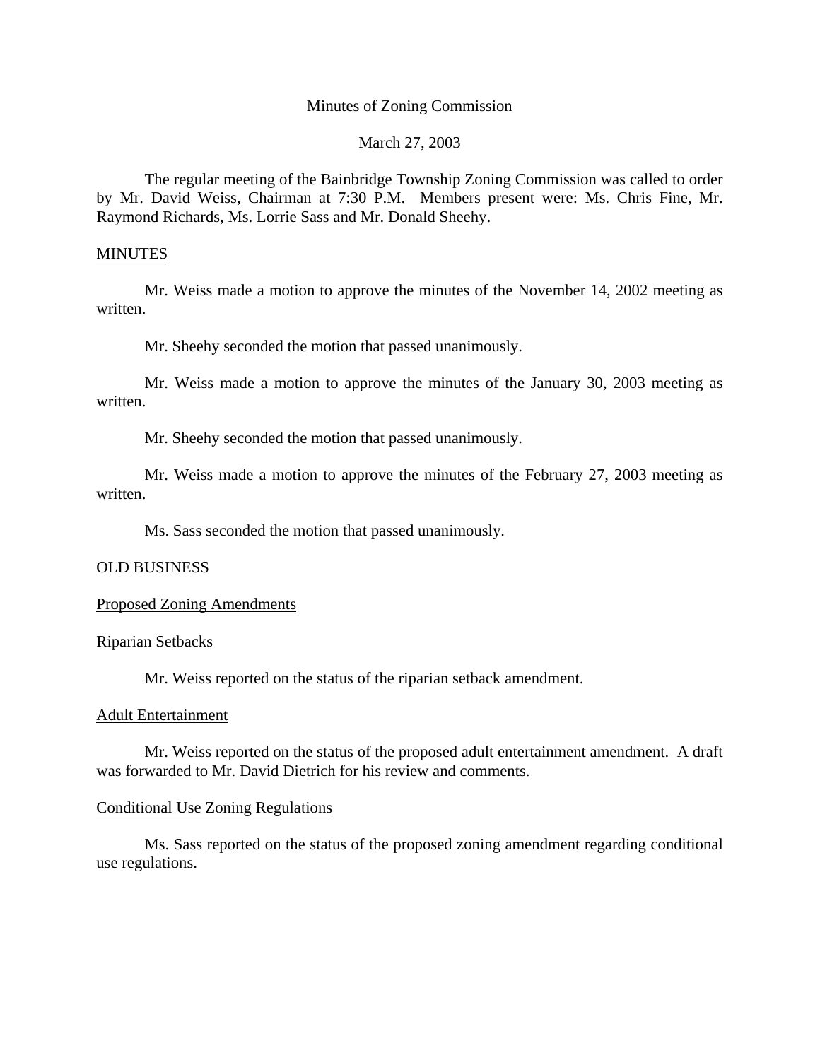Minutes of Zoning Commission

March 27, 2003

The regular meeting of the Bainbridge Township Zoning Commission was called to order by Mr. David Weiss, Chairman at 7:30 P.M. Members present were: Ms. Chris Fine, Mr. Raymond Richards, Ms. Lorrie Sass and Mr. Donald Sheehy.

<u>MINUTES</u>

Mr. Weiss made a motion to approve the minutes of the November 14, 2002 meeting as written.

Mr. Sheehy seconded the motion that passed unanimously.

Mr. Weiss made a motion to approve the minutes of the January 30, 2003 meeting as written.

Mr. Sheehy seconded the motion that passed unanimously.

Mr. Weiss made a motion to approve the minutes of the February 27, 2003 meeting as written.

Ms. Sass seconded the motion that passed unanimously.

<u>OLD BUSINESS</u>

<u>Proposed Zoning Amendments</u>

<u>Riparian Setbacks</u>

Mr. Weiss reported on the status of the riparian setback amendment.

<u>Adult Entertainment</u>

Mr. Weiss reported on the status of the proposed adult entertainment amendment. A draft was forwarded to Mr. David Dietrich for his review and comments.

<u>Conditional Use Zoning Regulations</u>

Ms. Sass reported on the status of the proposed zoning amendment regarding conditional use regulations.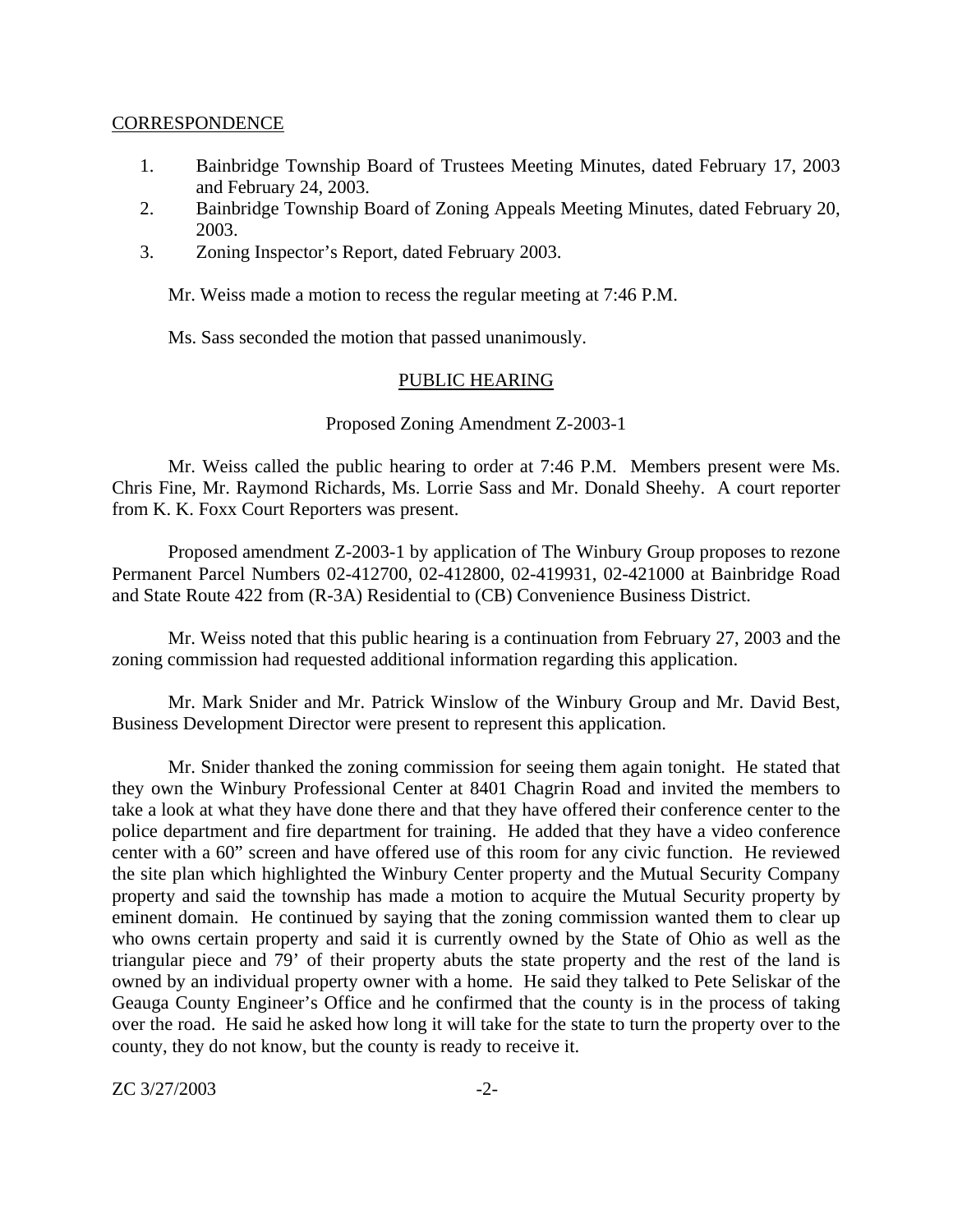CORRESPONDENCE

1. Bainbridge Township Board of Trustees Meeting Minutes, dated February 17, 2003 and February 24, 2003.
2. Bainbridge Township Board of Zoning Appeals Meeting Minutes, dated February 20, 2003.
3. Zoning Inspector's Report, dated February 2003.

Mr. Weiss made a motion to recess the regular meeting at 7:46 P.M.

Ms. Sass seconded the motion that passed unanimously.

## PUBLIC HEARING

### Proposed Zoning Amendment Z-2003-1

Mr. Weiss called the public hearing to order at 7:46 P.M. Members present were Ms. Chris Fine, Mr. Raymond Richards, Ms. Lorrie Sass and Mr. Donald Sheehy. A court reporter from K. K. Foxx Court Reporters was present.

Proposed amendment Z-2003-1 by application of The Winbury Group proposes to rezone Permanent Parcel Numbers 02-412700, 02-412800, 02-419931, 02-421000 at Bainbridge Road and State Route 422 from (R-3A) Residential to (CB) Convenience Business District.

Mr. Weiss noted that this public hearing is a continuation from February 27, 2003 and the zoning commission had requested additional information regarding this application.

Mr. Mark Snider and Mr. Patrick Winslow of the Winbury Group and Mr. David Best, Business Development Director were present to represent this application.

Mr. Snider thanked the zoning commission for seeing them again tonight. He stated that they own the Winbury Professional Center at 8401 Chagrin Road and invited the members to take a look at what they have done there and that they have offered their conference center to the police department and fire department for training. He added that they have a video conference center with a 60" screen and have offered use of this room for any civic function. He reviewed the site plan which highlighted the Winbury Center property and the Mutual Security Company property and said the township has made a motion to acquire the Mutual Security property by eminent domain. He continued by saying that the zoning commission wanted them to clear up who owns certain property and said it is currently owned by the State of Ohio as well as the triangular piece and 79' of their property abuts the state property and the rest of the land is owned by an individual property owner with a home. He said they talked to Pete Seliskar of the Geauga County Engineer's Office and he confirmed that the county is in the process of taking over the road. He said he asked how long it will take for the state to turn the property over to the county, they do not know, but the county is ready to receive it.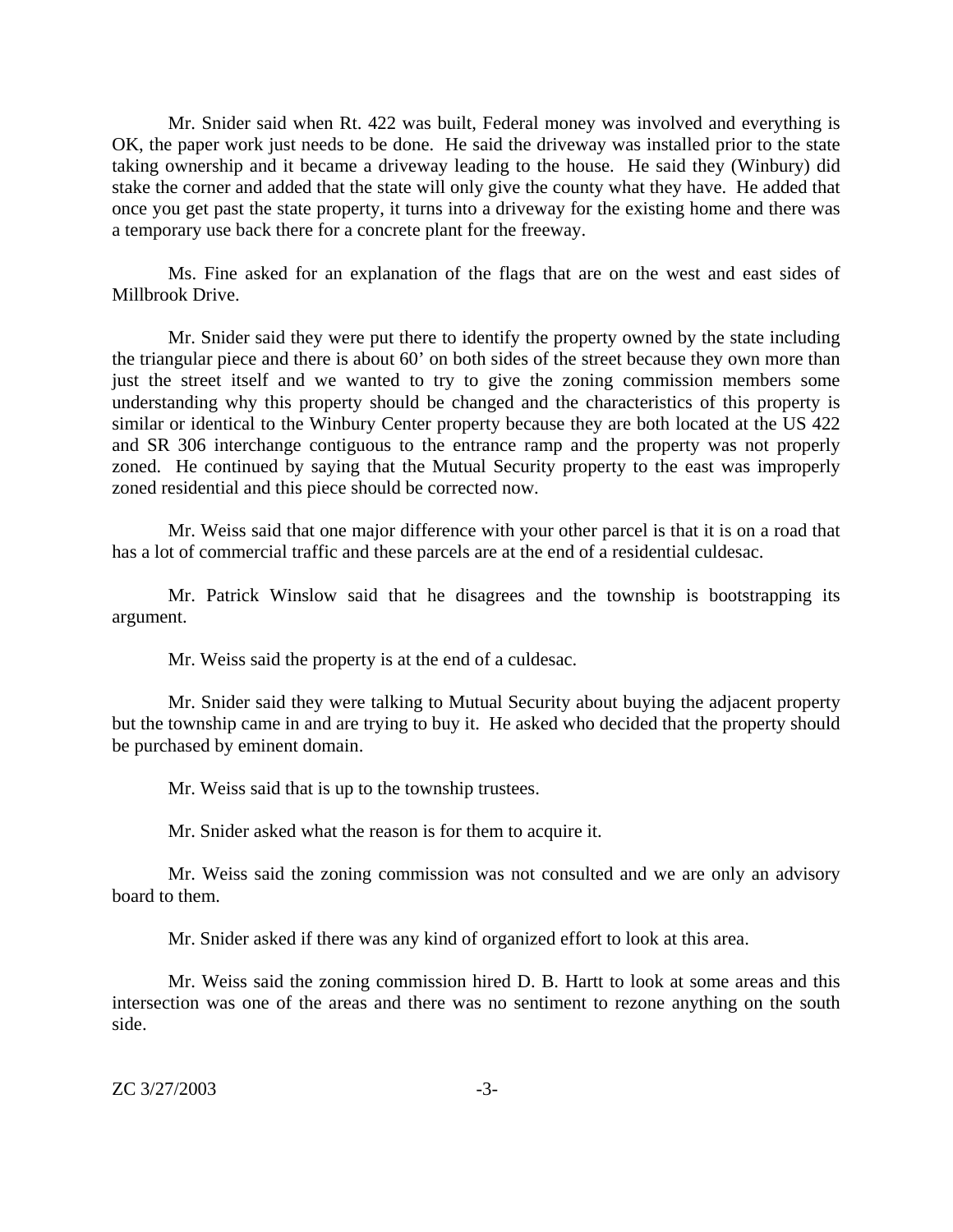Mr. Snider said when Rt. 422 was built, Federal money was involved and everything is OK, the paper work just needs to be done. He said the driveway was installed prior to the state taking ownership and it became a driveway leading to the house. He said they (Winbury) did stake the corner and added that the state will only give the county what they have. He added that once you get past the state property, it turns into a driveway for the existing home and there was a temporary use back there for a concrete plant for the freeway.

Ms. Fine asked for an explanation of the flags that are on the west and east sides of Millbrook Drive.

Mr. Snider said they were put there to identify the property owned by the state including the triangular piece and there is about 60' on both sides of the street because they own more than just the street itself and we wanted to try to give the zoning commission members some understanding why this property should be changed and the characteristics of this property is similar or identical to the Winbury Center property because they are both located at the US 422 and SR 306 interchange contiguous to the entrance ramp and the property was not properly zoned. He continued by saying that the Mutual Security property to the east was improperly zoned residential and this piece should be corrected now.

Mr. Weiss said that one major difference with your other parcel is that it is on a road that has a lot of commercial traffic and these parcels are at the end of a residential culdesac.

Mr. Patrick Winslow said that he disagrees and the township is bootstrapping its argument.

Mr. Weiss said the property is at the end of a culdesac.

Mr. Snider said they were talking to Mutual Security about buying the adjacent property but the township came in and are trying to buy it. He asked who decided that the property should be purchased by eminent domain.

Mr. Weiss said that is up to the township trustees.

Mr. Snider asked what the reason is for them to acquire it.

Mr. Weiss said the zoning commission was not consulted and we are only an advisory board to them.

Mr. Snider asked if there was any kind of organized effort to look at this area.

Mr. Weiss said the zoning commission hired D. B. Hartt to look at some areas and this intersection was one of the areas and there was no sentiment to rezone anything on the south side.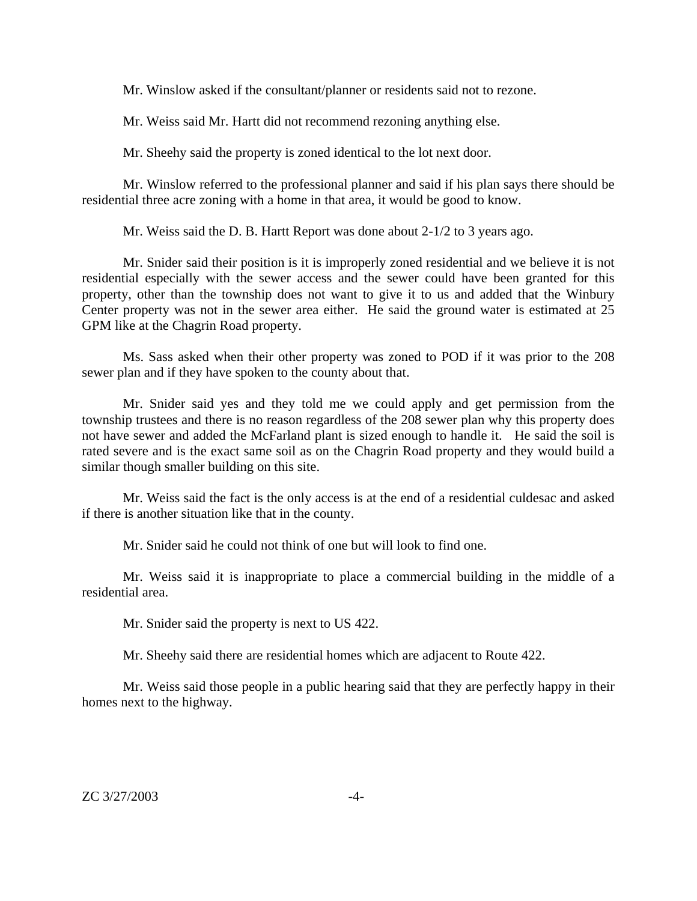Mr. Winslow asked if the consultant/planner or residents said not to rezone.

Mr. Weiss said Mr. Hartt did not recommend rezoning anything else.

Mr. Sheehy said the property is zoned identical to the lot next door.

Mr. Winslow referred to the professional planner and said if his plan says there should be residential three acre zoning with a home in that area, it would be good to know.

Mr. Weiss said the D. B. Hartt Report was done about 2-1/2 to 3 years ago.

Mr. Snider said their position is it is improperly zoned residential and we believe it is not residential especially with the sewer access and the sewer could have been granted for this property, other than the township does not want to give it to us and added that the Winbury Center property was not in the sewer area either. He said the ground water is estimated at 25 GPM like at the Chagrin Road property.

Ms. Sass asked when their other property was zoned to POD if it was prior to the 208 sewer plan and if they have spoken to the county about that.

Mr. Snider said yes and they told me we could apply and get permission from the township trustees and there is no reason regardless of the 208 sewer plan why this property does not have sewer and added the McFarland plant is sized enough to handle it. He said the soil is rated severe and is the exact same soil as on the Chagrin Road property and they would build a similar though smaller building on this site.

Mr. Weiss said the fact is the only access is at the end of a residential culdesac and asked if there is another situation like that in the county.

Mr. Snider said he could not think of one but will look to find one.

Mr. Weiss said it is inappropriate to place a commercial building in the middle of a residential area.

Mr. Snider said the property is next to US 422.

Mr. Sheehy said there are residential homes which are adjacent to Route 422.

Mr. Weiss said those people in a public hearing said that they are perfectly happy in their homes next to the highway.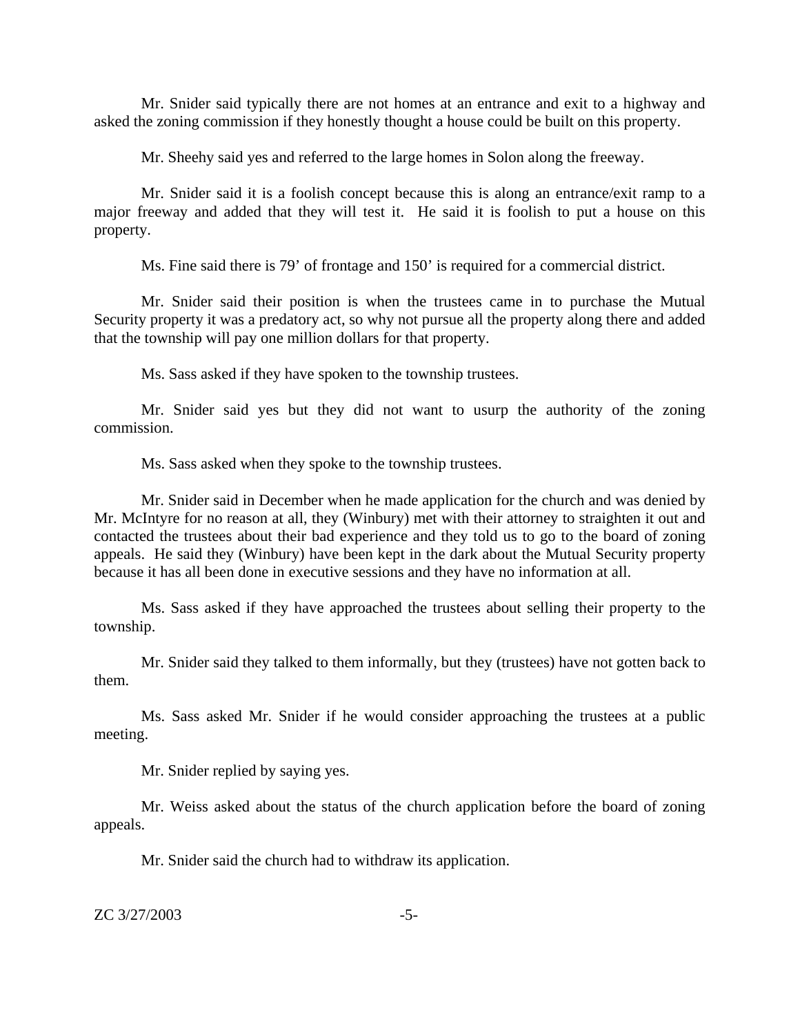Mr. Snider said typically there are not homes at an entrance and exit to a highway and asked the zoning commission if they honestly thought a house could be built on this property.

Mr. Sheehy said yes and referred to the large homes in Solon along the freeway.

Mr. Snider said it is a foolish concept because this is along an entrance/exit ramp to a major freeway and added that they will test it. He said it is foolish to put a house on this property.

Ms. Fine said there is 79' of frontage and 150' is required for a commercial district.

Mr. Snider said their position is when the trustees came in to purchase the Mutual Security property it was a predatory act, so why not pursue all the property along there and added that the township will pay one million dollars for that property.

Ms. Sass asked if they have spoken to the township trustees.

Mr. Snider said yes but they did not want to usurp the authority of the zoning commission.

Ms. Sass asked when they spoke to the township trustees.

Mr. Snider said in December when he made application for the church and was denied by Mr. McIntyre for no reason at all, they (Winbury) met with their attorney to straighten it out and contacted the trustees about their bad experience and they told us to go to the board of zoning appeals. He said they (Winbury) have been kept in the dark about the Mutual Security property because it has all been done in executive sessions and they have no information at all.

Ms. Sass asked if they have approached the trustees about selling their property to the township.

Mr. Snider said they talked to them informally, but they (trustees) have not gotten back to them.

Ms. Sass asked Mr. Snider if he would consider approaching the trustees at a public meeting.

Mr. Snider replied by saying yes.

Mr. Weiss asked about the status of the church application before the board of zoning appeals.

Mr. Snider said the church had to withdraw its application.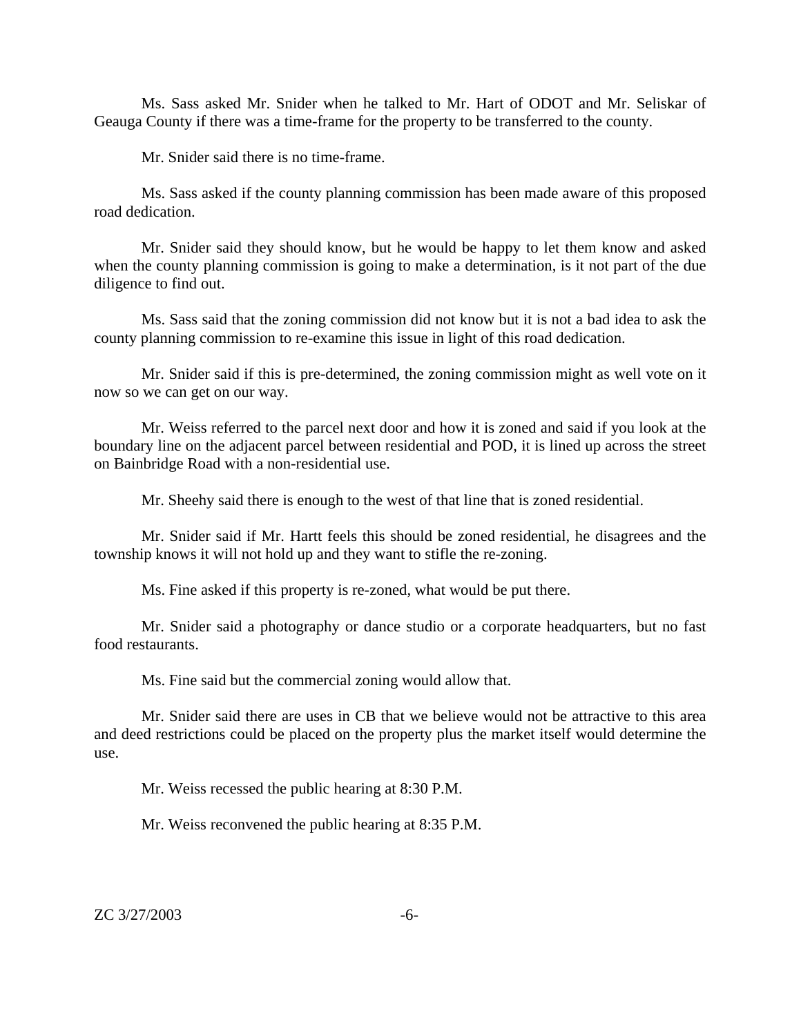Ms. Sass asked Mr. Snider when he talked to Mr. Hart of ODOT and Mr. Seliskar of Geauga County if there was a time-frame for the property to be transferred to the county.

Mr. Snider said there is no time-frame.

Ms. Sass asked if the county planning commission has been made aware of this proposed road dedication.

Mr. Snider said they should know, but he would be happy to let them know and asked when the county planning commission is going to make a determination, is it not part of the due diligence to find out.

Ms. Sass said that the zoning commission did not know but it is not a bad idea to ask the county planning commission to re-examine this issue in light of this road dedication.

Mr. Snider said if this is pre-determined, the zoning commission might as well vote on it now so we can get on our way.

Mr. Weiss referred to the parcel next door and how it is zoned and said if you look at the boundary line on the adjacent parcel between residential and POD, it is lined up across the street on Bainbridge Road with a non-residential use.

Mr. Sheehy said there is enough to the west of that line that is zoned residential.

Mr. Snider said if Mr. Hartt feels this should be zoned residential, he disagrees and the township knows it will not hold up and they want to stifle the re-zoning.

Ms. Fine asked if this property is re-zoned, what would be put there.

Mr. Snider said a photography or dance studio or a corporate headquarters, but no fast food restaurants.

Ms. Fine said but the commercial zoning would allow that.

Mr. Snider said there are uses in CB that we believe would not be attractive to this area and deed restrictions could be placed on the property plus the market itself would determine the use.

Mr. Weiss recessed the public hearing at 8:30 P.M.

Mr. Weiss reconvened the public hearing at 8:35 P.M.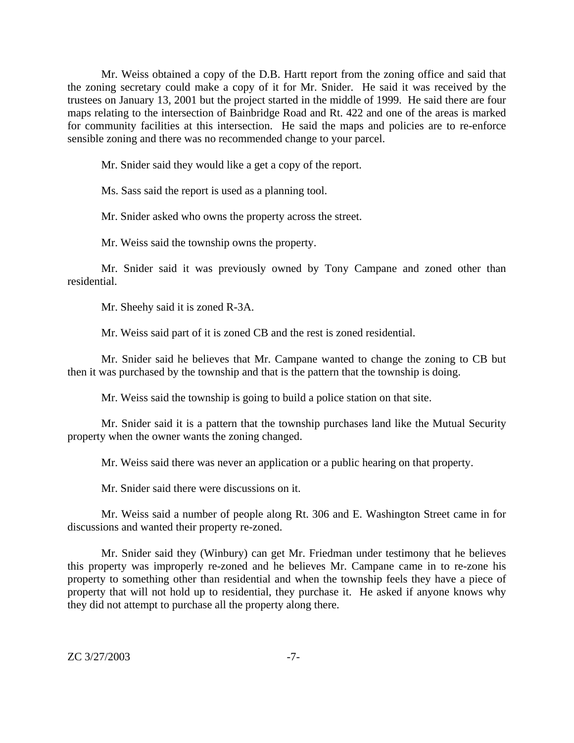Mr. Weiss obtained a copy of the D.B. Hartt report from the zoning office and said that the zoning secretary could make a copy of it for Mr. Snider. He said it was received by the trustees on January 13, 2001 but the project started in the middle of 1999. He said there are four maps relating to the intersection of Bainbridge Road and Rt. 422 and one of the areas is marked for community facilities at this intersection. He said the maps and policies are to re-enforce sensible zoning and there was no recommended change to your parcel.

Mr. Snider said they would like a get a copy of the report.

Ms. Sass said the report is used as a planning tool.

Mr. Snider asked who owns the property across the street.

Mr. Weiss said the township owns the property.

Mr. Snider said it was previously owned by Tony Campane and zoned other than residential.

Mr. Sheehy said it is zoned R-3A.

Mr. Weiss said part of it is zoned CB and the rest is zoned residential.

Mr. Snider said he believes that Mr. Campane wanted to change the zoning to CB but then it was purchased by the township and that is the pattern that the township is doing.

Mr. Weiss said the township is going to build a police station on that site.

Mr. Snider said it is a pattern that the township purchases land like the Mutual Security property when the owner wants the zoning changed.

Mr. Weiss said there was never an application or a public hearing on that property.

Mr. Snider said there were discussions on it.

Mr. Weiss said a number of people along Rt. 306 and E. Washington Street came in for discussions and wanted their property re-zoned.

Mr. Snider said they (Winbury) can get Mr. Friedman under testimony that he believes this property was improperly re-zoned and he believes Mr. Campane came in to re-zone his property to something other than residential and when the township feels they have a piece of property that will not hold up to residential, they purchase it. He asked if anyone knows why they did not attempt to purchase all the property along there.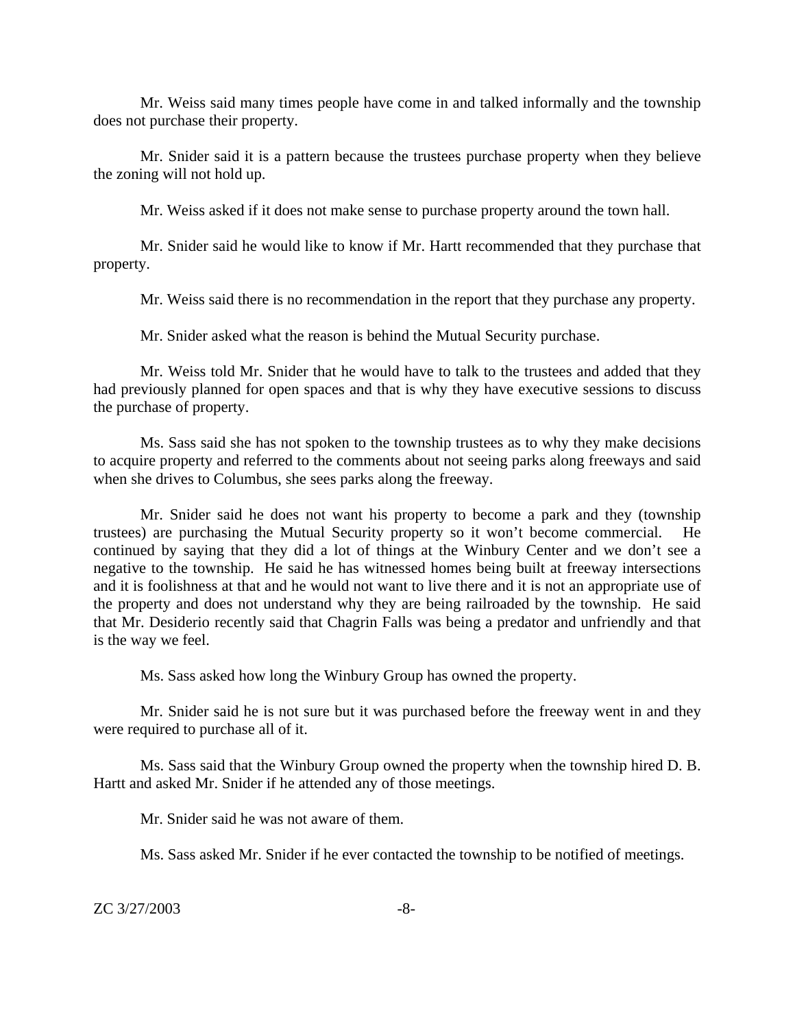Mr. Weiss said many times people have come in and talked informally and the township does not purchase their property.

Mr. Snider said it is a pattern because the trustees purchase property when they believe the zoning will not hold up.

Mr. Weiss asked if it does not make sense to purchase property around the town hall.

Mr. Snider said he would like to know if Mr. Hartt recommended that they purchase that property.

Mr. Weiss said there is no recommendation in the report that they purchase any property.

Mr. Snider asked what the reason is behind the Mutual Security purchase.

Mr. Weiss told Mr. Snider that he would have to talk to the trustees and added that they had previously planned for open spaces and that is why they have executive sessions to discuss the purchase of property.

Ms. Sass said she has not spoken to the township trustees as to why they make decisions to acquire property and referred to the comments about not seeing parks along freeways and said when she drives to Columbus, she sees parks along the freeway.

Mr. Snider said he does not want his property to become a park and they (township trustees) are purchasing the Mutual Security property so it won't become commercial. He continued by saying that they did a lot of things at the Winbury Center and we don't see a negative to the township. He said he has witnessed homes being built at freeway intersections and it is foolishness at that and he would not want to live there and it is not an appropriate use of the property and does not understand why they are being railroaded by the township. He said that Mr. Desiderio recently said that Chagrin Falls was being a predator and unfriendly and that is the way we feel.

Ms. Sass asked how long the Winbury Group has owned the property.

Mr. Snider said he is not sure but it was purchased before the freeway went in and they were required to purchase all of it.

Ms. Sass said that the Winbury Group owned the property when the township hired D. B. Hartt and asked Mr. Snider if he attended any of those meetings.

Mr. Snider said he was not aware of them.

Ms. Sass asked Mr. Snider if he ever contacted the township to be notified of meetings.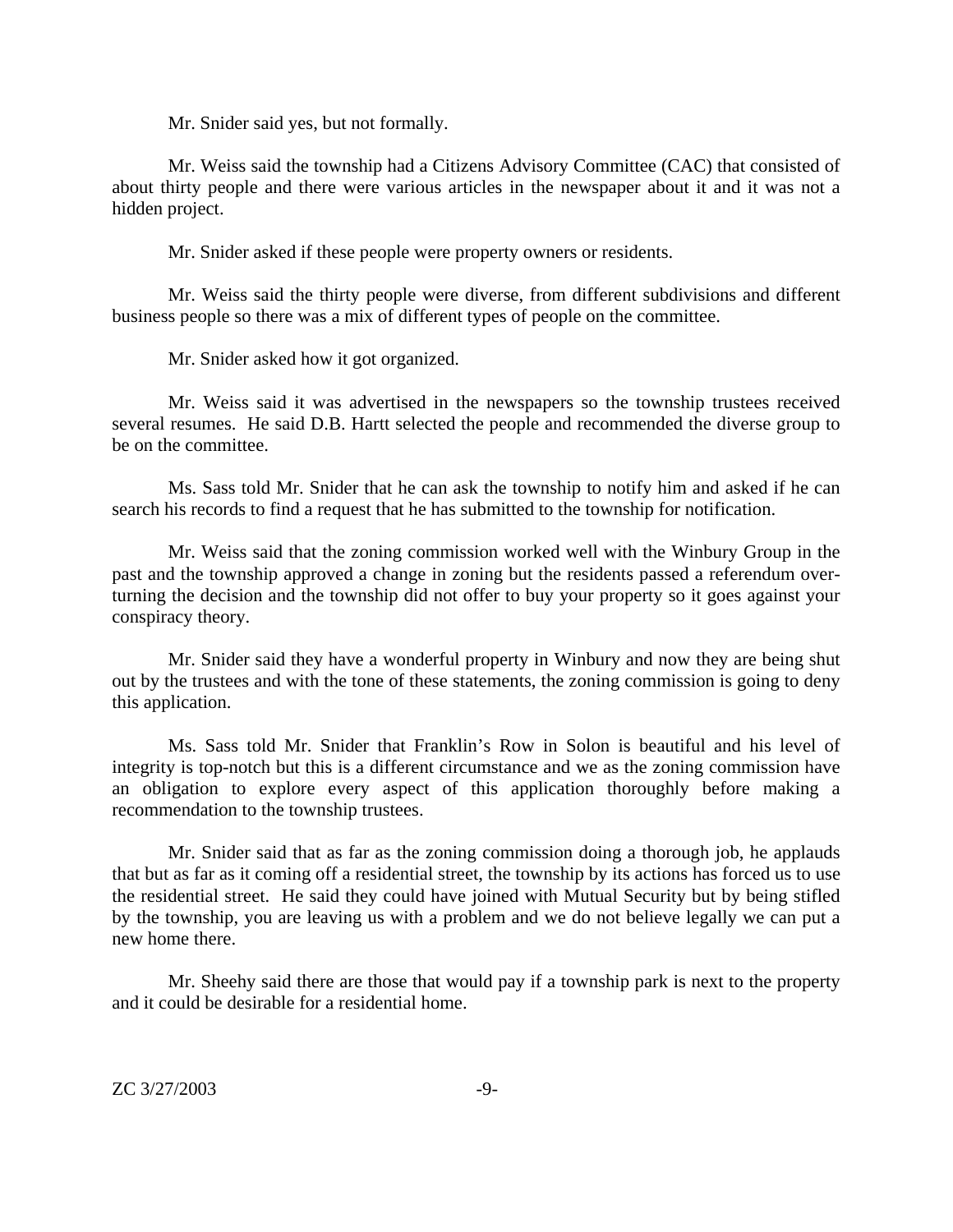Mr. Snider said yes, but not formally.

Mr. Weiss said the township had a Citizens Advisory Committee (CAC) that consisted of about thirty people and there were various articles in the newspaper about it and it was not a hidden project.

Mr. Snider asked if these people were property owners or residents.

Mr. Weiss said the thirty people were diverse, from different subdivisions and different business people so there was a mix of different types of people on the committee.

Mr. Snider asked how it got organized.

Mr. Weiss said it was advertised in the newspapers so the township trustees received several resumes. He said D.B. Hartt selected the people and recommended the diverse group to be on the committee.

Ms. Sass told Mr. Snider that he can ask the township to notify him and asked if he can search his records to find a request that he has submitted to the township for notification.

Mr. Weiss said that the zoning commission worked well with the Winbury Group in the past and the township approved a change in zoning but the residents passed a referendum overturning the decision and the township did not offer to buy your property so it goes against your conspiracy theory.

Mr. Snider said they have a wonderful property in Winbury and now they are being shut out by the trustees and with the tone of these statements, the zoning commission is going to deny this application.

Ms. Sass told Mr. Snider that Franklin's Row in Solon is beautiful and his level of integrity is top-notch but this is a different circumstance and we as the zoning commission have an obligation to explore every aspect of this application thoroughly before making a recommendation to the township trustees.

Mr. Snider said that as far as the zoning commission doing a thorough job, he applauds that but as far as it coming off a residential street, the township by its actions has forced us to use the residential street. He said they could have joined with Mutual Security but by being stifled by the township, you are leaving us with a problem and we do not believe legally we can put a new home there.

Mr. Sheehy said there are those that would pay if a township park is next to the property and it could be desirable for a residential home.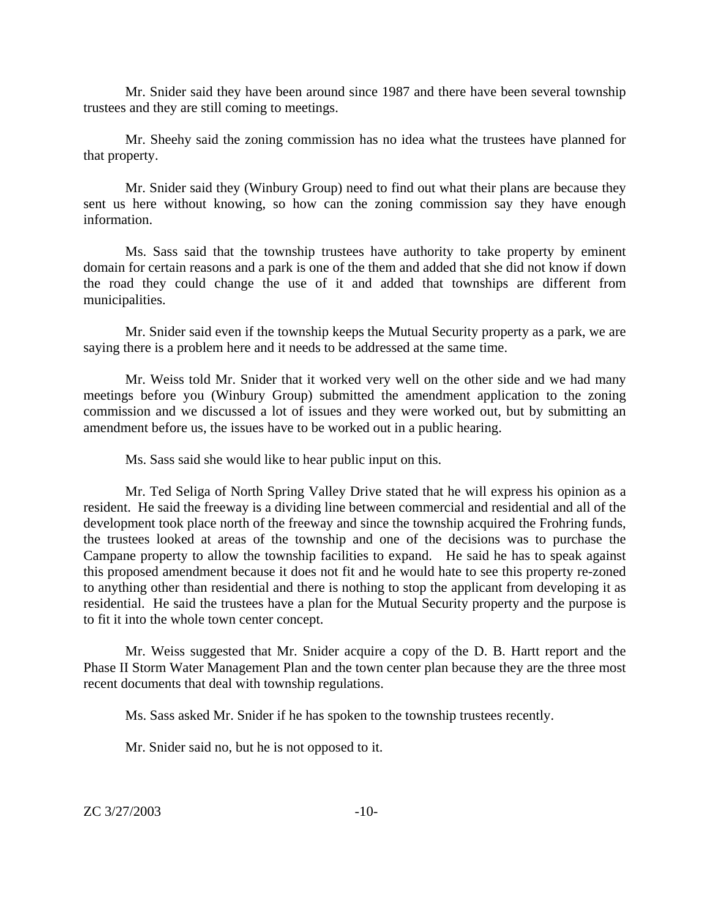Mr. Snider said they have been around since 1987 and there have been several township trustees and they are still coming to meetings.

Mr. Sheehy said the zoning commission has no idea what the trustees have planned for that property.

Mr. Snider said they (Winbury Group) need to find out what their plans are because they sent us here without knowing, so how can the zoning commission say they have enough information.

Ms. Sass said that the township trustees have authority to take property by eminent domain for certain reasons and a park is one of the them and added that she did not know if down the road they could change the use of it and added that townships are different from municipalities.

Mr. Snider said even if the township keeps the Mutual Security property as a park, we are saying there is a problem here and it needs to be addressed at the same time.

Mr. Weiss told Mr. Snider that it worked very well on the other side and we had many meetings before you (Winbury Group) submitted the amendment application to the zoning commission and we discussed a lot of issues and they were worked out, but by submitting an amendment before us, the issues have to be worked out in a public hearing.

Ms. Sass said she would like to hear public input on this.

Mr. Ted Seliga of North Spring Valley Drive stated that he will express his opinion as a resident. He said the freeway is a dividing line between commercial and residential and all of the development took place north of the freeway and since the township acquired the Frohring funds, the trustees looked at areas of the township and one of the decisions was to purchase the Campane property to allow the township facilities to expand. He said he has to speak against this proposed amendment because it does not fit and he would hate to see this property re-zoned to anything other than residential and there is nothing to stop the applicant from developing it as residential. He said the trustees have a plan for the Mutual Security property and the purpose is to fit it into the whole town center concept.

Mr. Weiss suggested that Mr. Snider acquire a copy of the D. B. Hartt report and the Phase II Storm Water Management Plan and the town center plan because they are the three most recent documents that deal with township regulations.

Ms. Sass asked Mr. Snider if he has spoken to the township trustees recently.

Mr. Snider said no, but he is not opposed to it.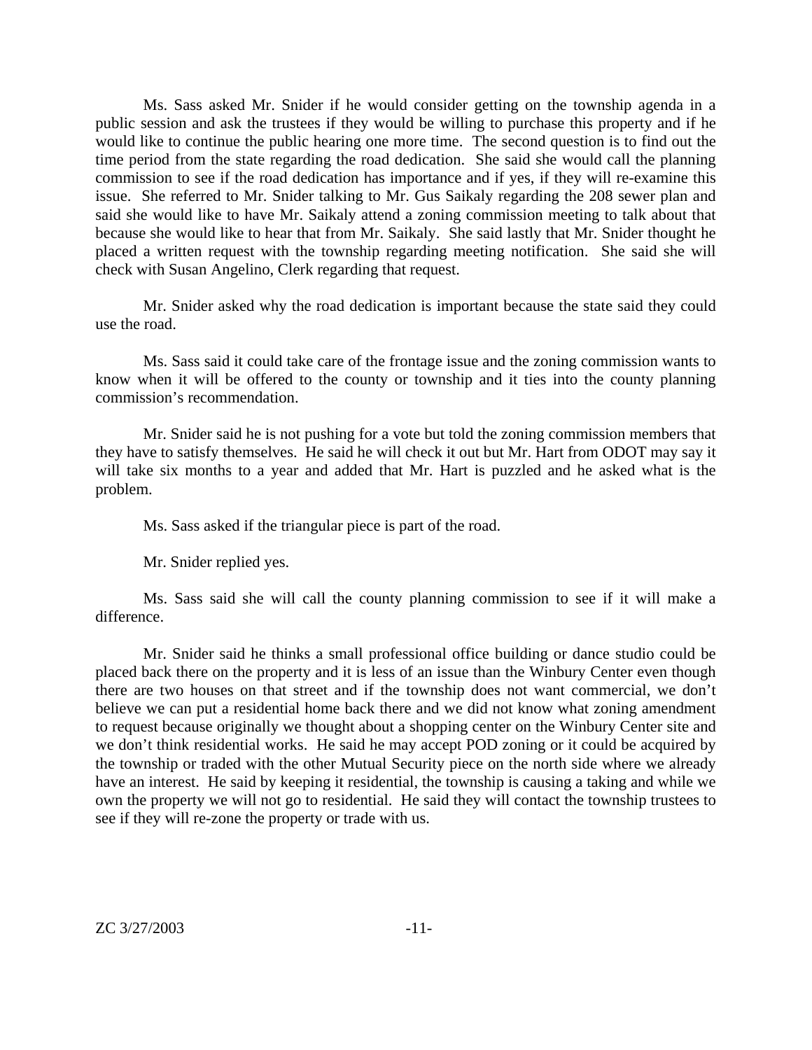Ms. Sass asked Mr. Snider if he would consider getting on the township agenda in a public session and ask the trustees if they would be willing to purchase this property and if he would like to continue the public hearing one more time. The second question is to find out the time period from the state regarding the road dedication. She said she would call the planning commission to see if the road dedication has importance and if yes, if they will re-examine this issue. She referred to Mr. Snider talking to Mr. Gus Saikaly regarding the 208 sewer plan and said she would like to have Mr. Saikaly attend a zoning commission meeting to talk about that because she would like to hear that from Mr. Saikaly. She said lastly that Mr. Snider thought he placed a written request with the township regarding meeting notification. She said she will check with Susan Angelino, Clerk regarding that request.

Mr. Snider asked why the road dedication is important because the state said they could use the road.

Ms. Sass said it could take care of the frontage issue and the zoning commission wants to know when it will be offered to the county or township and it ties into the county planning commission's recommendation.

Mr. Snider said he is not pushing for a vote but told the zoning commission members that they have to satisfy themselves. He said he will check it out but Mr. Hart from ODOT may say it will take six months to a year and added that Mr. Hart is puzzled and he asked what is the problem.

Ms. Sass asked if the triangular piece is part of the road.

Mr. Snider replied yes.

Ms. Sass said she will call the county planning commission to see if it will make a difference.

Mr. Snider said he thinks a small professional office building or dance studio could be placed back there on the property and it is less of an issue than the Winbury Center even though there are two houses on that street and if the township does not want commercial, we don't believe we can put a residential home back there and we did not know what zoning amendment to request because originally we thought about a shopping center on the Winbury Center site and we don't think residential works. He said he may accept POD zoning or it could be acquired by the township or traded with the other Mutual Security piece on the north side where we already have an interest. He said by keeping it residential, the township is causing a taking and while we own the property we will not go to residential. He said they will contact the township trustees to see if they will re-zone the property or trade with us.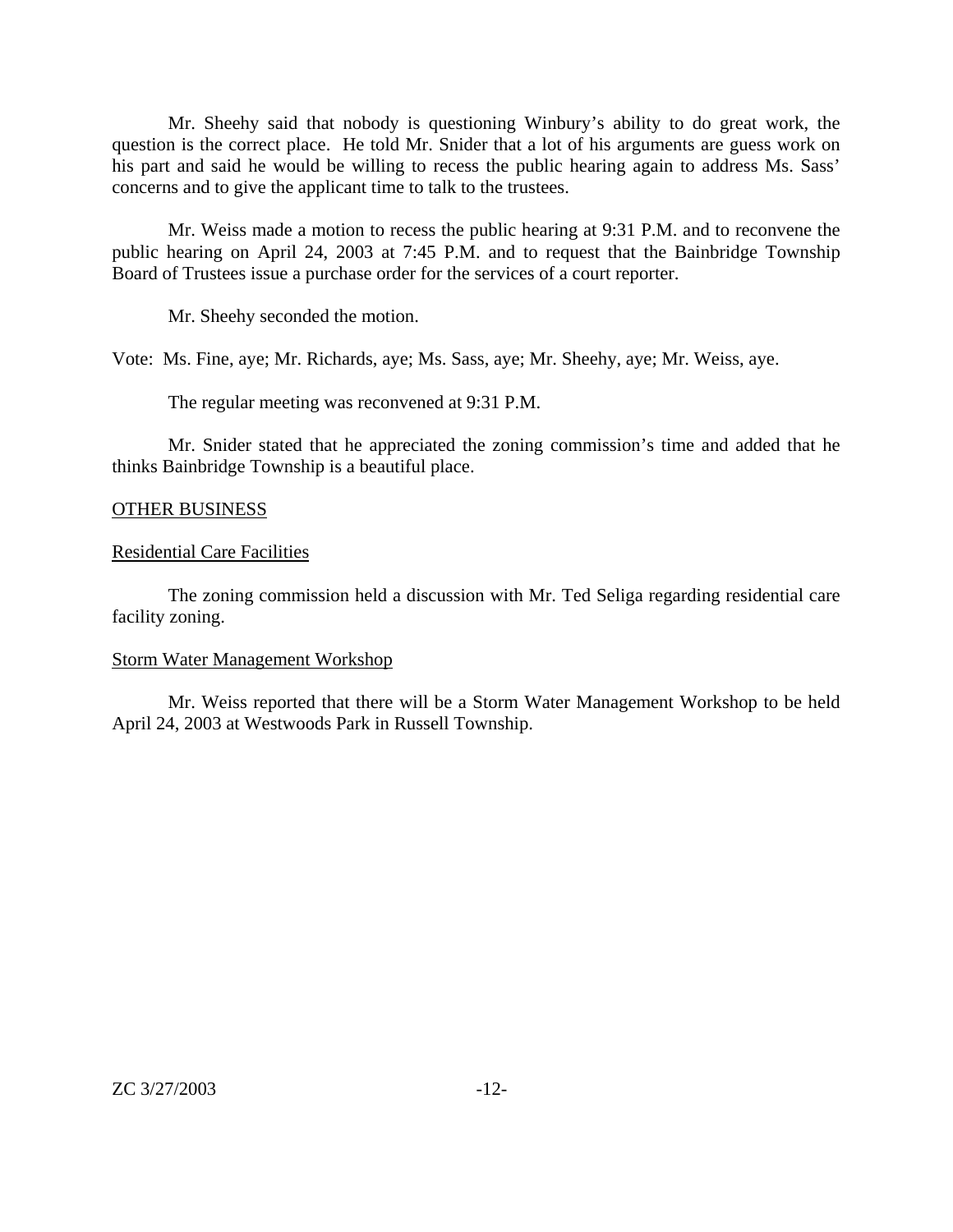Mr. Sheehy said that nobody is questioning Winbury's ability to do great work, the question is the correct place. He told Mr. Snider that a lot of his arguments are guess work on his part and said he would be willing to recess the public hearing again to address Ms. Sass' concerns and to give the applicant time to talk to the trustees.

Mr. Weiss made a motion to recess the public hearing at 9:31 P.M. and to reconvene the public hearing on April 24, 2003 at 7:45 P.M. and to request that the Bainbridge Township Board of Trustees issue a purchase order for the services of a court reporter.

Mr. Sheehy seconded the motion.

Vote: Ms. Fine, aye; Mr. Richards, aye; Ms. Sass, aye; Mr. Sheehy, aye; Mr. Weiss, aye.

The regular meeting was reconvened at 9:31 P.M.

Mr. Snider stated that he appreciated the zoning commission's time and added that he thinks Bainbridge Township is a beautiful place.

## OTHER BUSINESS

### Residential Care Facilities

The zoning commission held a discussion with Mr. Ted Seliga regarding residential care facility zoning.

### Storm Water Management Workshop

Mr. Weiss reported that there will be a Storm Water Management Workshop to be held April 24, 2003 at Westwoods Park in Russell Township.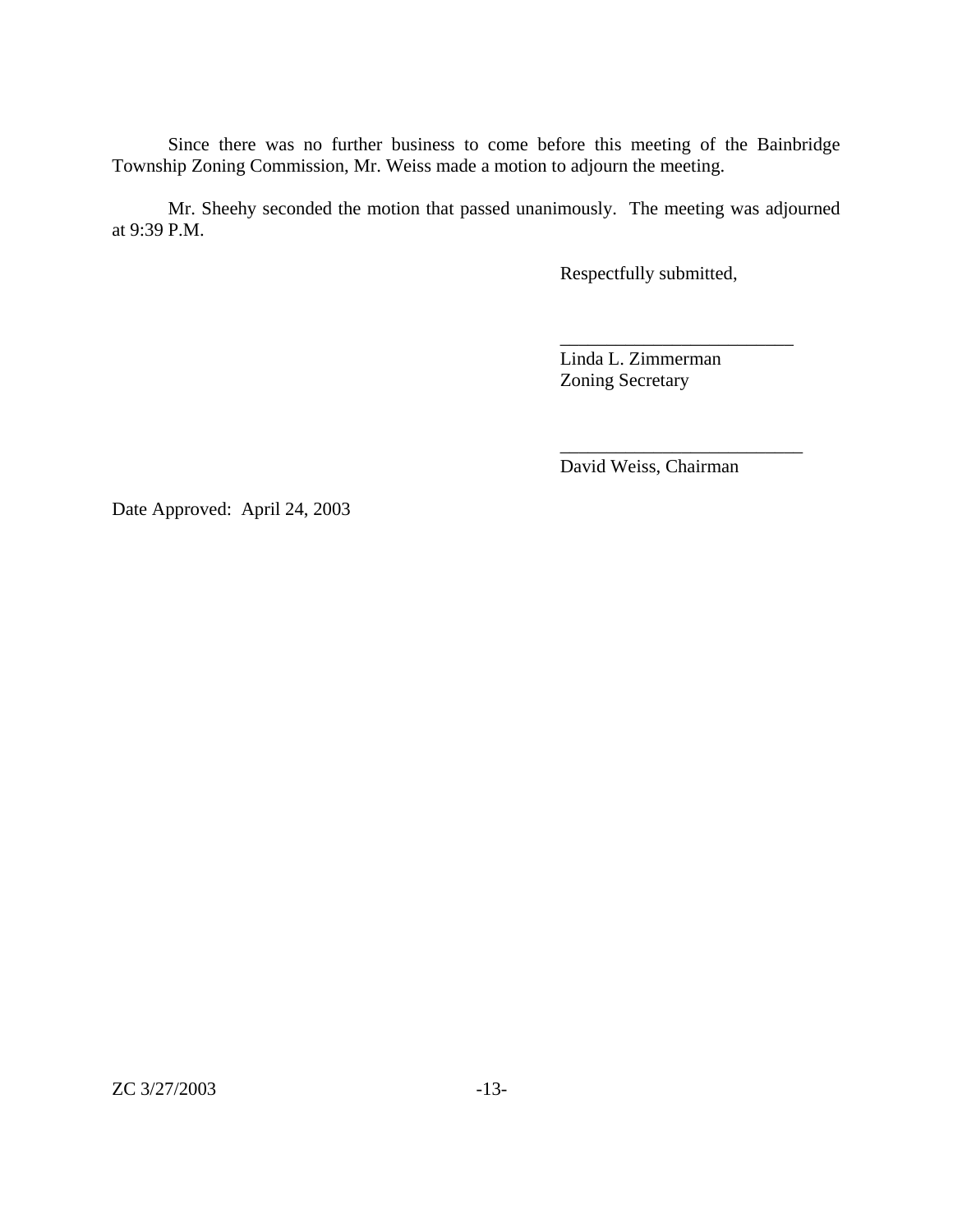Since there was no further business to come before this meeting of the Bainbridge Township Zoning Commission, Mr. Weiss made a motion to adjourn the meeting.

Mr. Sheehy seconded the motion that passed unanimously. The meeting was adjourned at 9:39 P.M.

Respectfully submitted,

_________________________
Linda L. Zimmerman
Zoning Secretary

__________________________
David Weiss, Chairman

Date Approved: April 24, 2003